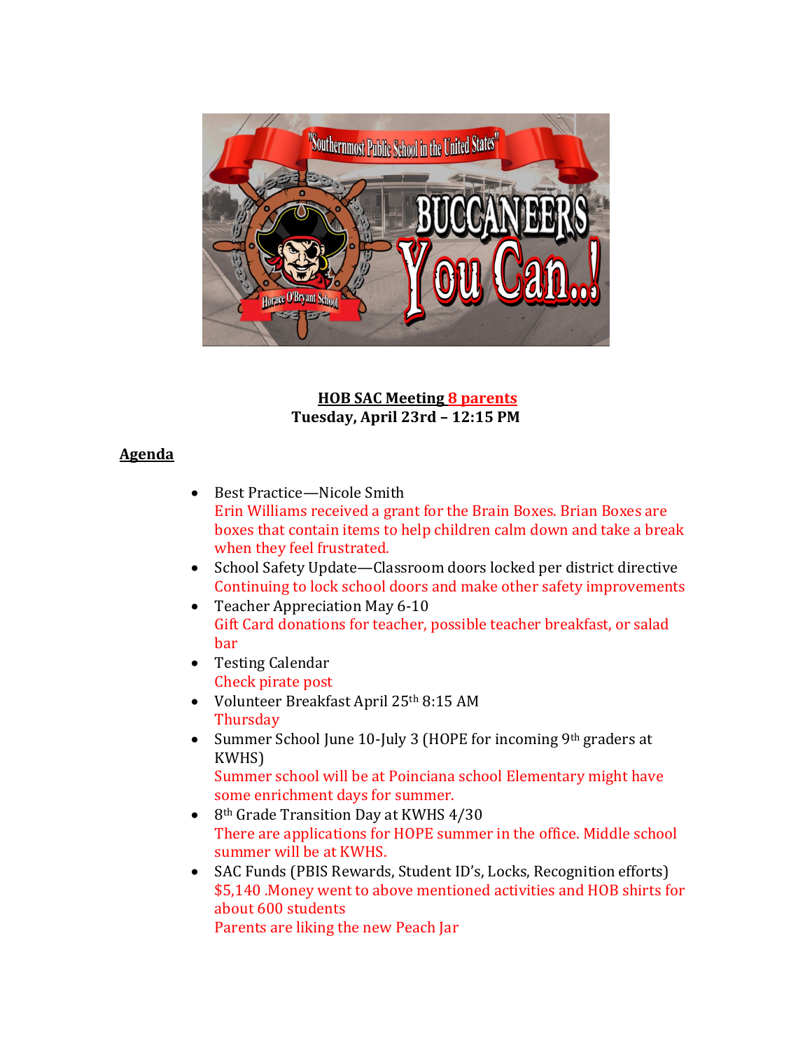**HOB SAC Meeting 8 parents**
**Tuesday, April 23rd – 12:15 PM**

**Agenda**

- Best Practice—Nicole Smith
  Erin Williams received a grant for the Brain Boxes. Brian Boxes are boxes that contain items to help children calm down and take a break when they feel frustrated.
- School Safety Update—Classroom doors locked per district directive
  Continuing to lock school doors and make other safety improvements
- Teacher Appreciation May 6-10
  Gift Card donations for teacher, possible teacher breakfast, or salad bar
- Testing Calendar
  Check pirate post
- Volunteer Breakfast April 25th 8:15 AM
  Thursday
- Summer School June 10-July 3 (HOPE for incoming 9th graders at KWHS)
  Summer school will be at Poinciana school Elementary might have some enrichment days for summer.
- 8th Grade Transition Day at KWHS 4/30
  There are applications for HOPE summer in the office. Middle school summer will be at KWHS.
- SAC Funds (PBIS Rewards, Student ID's, Locks, Recognition efforts)
  $5,140 .Money went to above mentioned activities and HOB shirts for about 600 students
  Parents are liking the new Peach Jar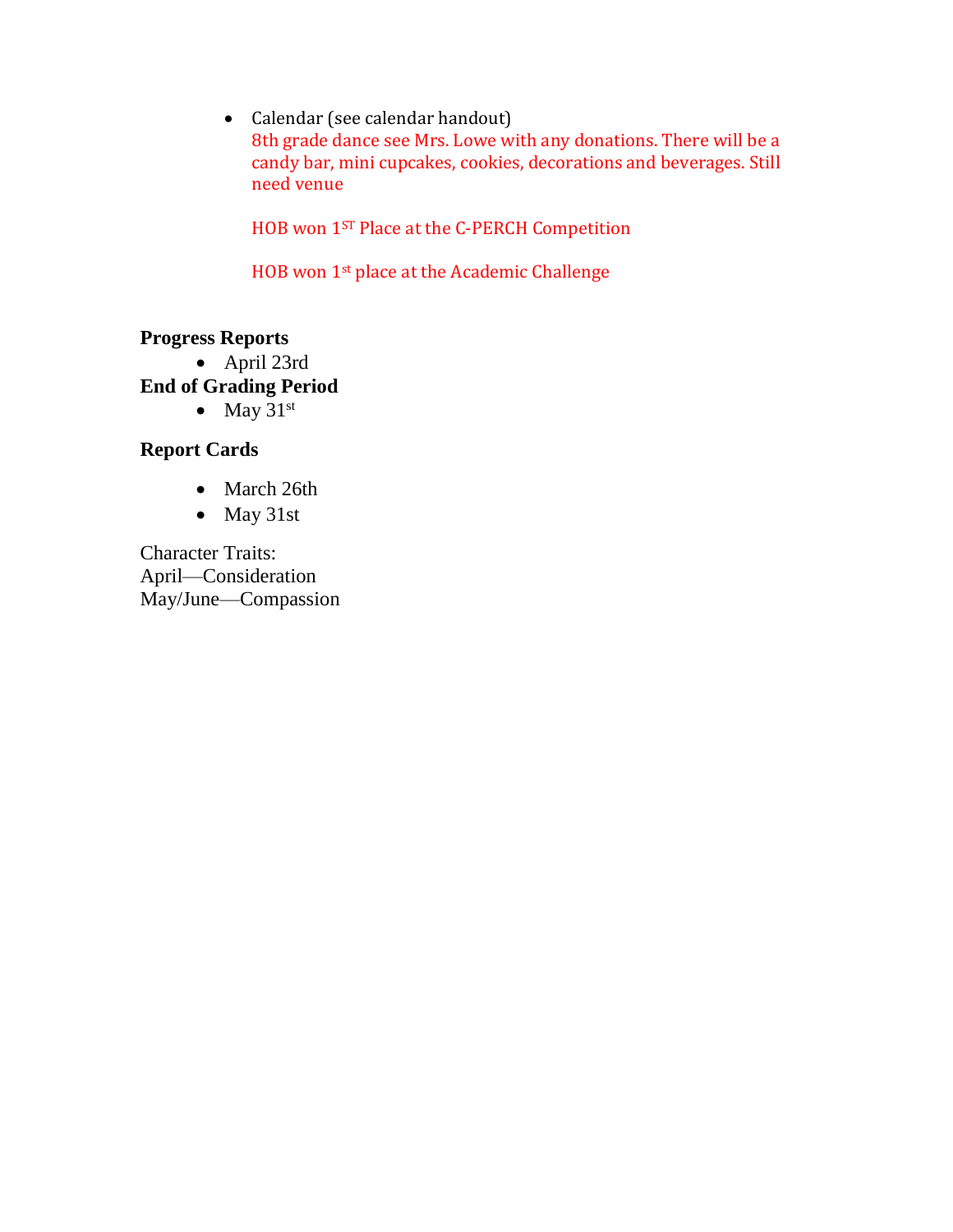- Calendar (see calendar handout)
  8th grade dance see Mrs. Lowe with any donations. There will be a candy bar, mini cupcakes, cookies, decorations and beverages. Still need venue

  HOB won 1ST Place at the C-PERCH Competition

  HOB won 1st place at the Academic Challenge

**Progress Reports**

- April 23rd

**End of Grading Period**

- May 31st

**Report Cards**

- March 26th
- May 31st

Character Traits:
April—Consideration
May/June—Compassion